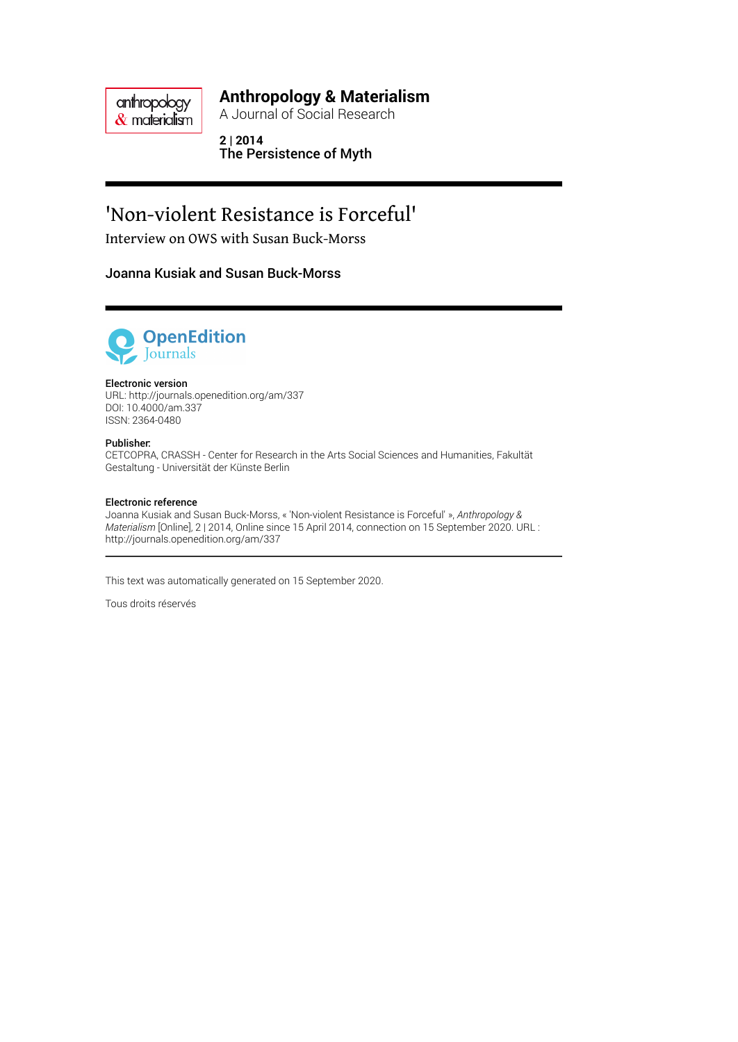**Anthropology & Materialism**
A Journal of Social Research

**2 | 2014**
**The Persistence of Myth**

# 'Non-violent Resistance is Forceful'

## Interview on OWS with Susan Buck-Morss

**Joanna Kusiak and Susan Buck-Morss**

**Electronic version**
URL: http://journals.openedition.org/am/337
DOI: 10.4000/am.337
ISSN: 2364-0480

**Publisher.**
CETCOPRA, CRASSH - Center for Research in the Arts Social Sciences and Humanities, Fakultät Gestaltung - Universität der Künste Berlin

**Electronic reference**
Joanna Kusiak and Susan Buck-Morss, « 'Non-violent Resistance is Forceful' », *Anthropology & Materialism* [Online], 2 | 2014, Online since 15 April 2014, connection on 15 September 2020. URL : http://journals.openedition.org/am/337

This text was automatically generated on 15 September 2020.

Tous droits réservés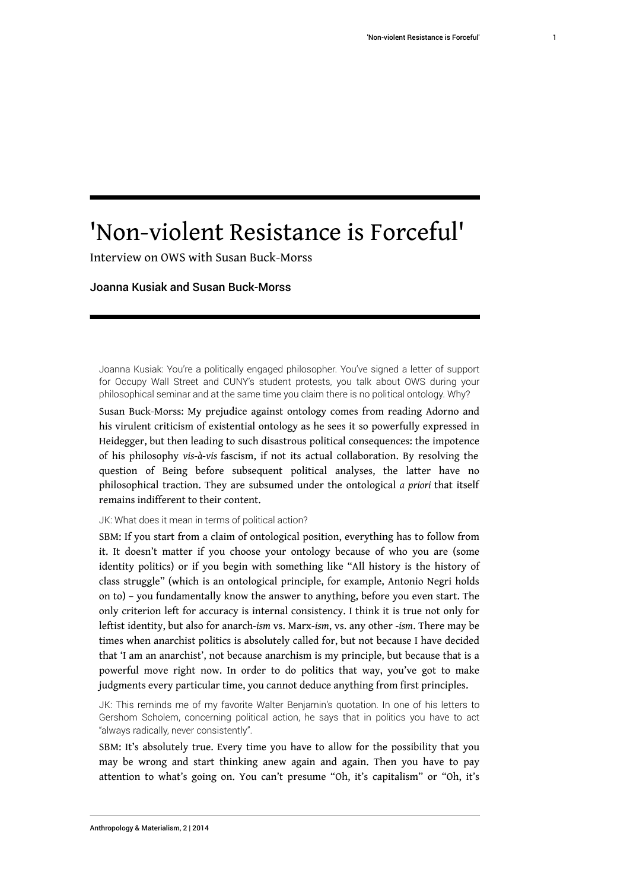# 'Non-violent Resistance is Forceful'

Interview on OWS with Susan Buck-Morss

Joanna Kusiak and Susan Buck-Morss

Joanna Kusiak: You're a politically engaged philosopher. You've signed a letter of support for Occupy Wall Street and CUNY's student protests, you talk about OWS during your philosophical seminar and at the same time you claim there is no political ontology. Why?

Susan Buck-Morss: My prejudice against ontology comes from reading Adorno and his virulent criticism of existential ontology as he sees it so powerfully expressed in Heidegger, but then leading to such disastrous political consequences: the impotence of his philosophy *vis-à-vis* fascism, if not its actual collaboration. By resolving the question of Being before subsequent political analyses, the latter have no philosophical traction. They are subsumed under the ontological *a priori* that itself remains indifferent to their content.

JK: What does it mean in terms of political action?

SBM: If you start from a claim of ontological position, everything has to follow from it. It doesn't matter if you choose your ontology because of who you are (some identity politics) or if you begin with something like "All history is the history of class struggle" (which is an ontological principle, for example, Antonio Negri holds on to) – you fundamentally know the answer to anything, before you even start. The only criterion left for accuracy is internal consistency. I think it is true not only for leftist identity, but also for anarch-*ism* vs. Marx-*ism*, vs. any other -*ism*. There may be times when anarchist politics is absolutely called for, but not because I have decided that 'I am an anarchist', not because anarchism is my principle, but because that is a powerful move right now. In order to do politics that way, you've got to make judgments every particular time, you cannot deduce anything from first principles.

JK: This reminds me of my favorite Walter Benjamin's quotation. In one of his letters to Gershom Scholem, concerning political action, he says that in politics you have to act "always radically, never consistently".

SBM: It's absolutely true. Every time you have to allow for the possibility that you may be wrong and start thinking anew again and again. Then you have to pay attention to what's going on. You can't presume "Oh, it's capitalism" or "Oh, it's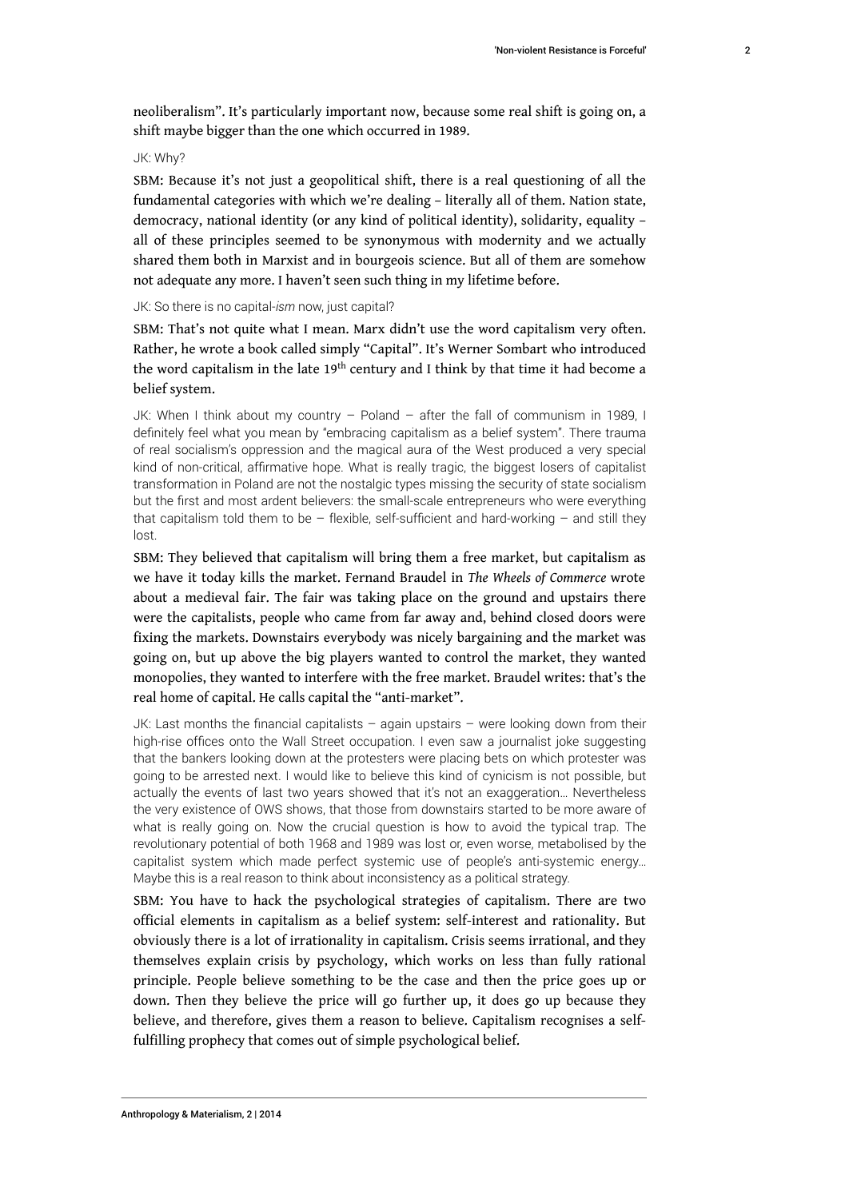neoliberalism". It's particularly important now, because some real shift is going on, a shift maybe bigger than the one which occurred in 1989.

JK: Why?

SBM: Because it's not just a geopolitical shift, there is a real questioning of all the fundamental categories with which we're dealing – literally all of them. Nation state, democracy, national identity (or any kind of political identity), solidarity, equality – all of these principles seemed to be synonymous with modernity and we actually shared them both in Marxist and in bourgeois science. But all of them are somehow not adequate any more. I haven't seen such thing in my lifetime before.

JK: So there is no capital-*ism* now, just capital?

SBM: That's not quite what I mean. Marx didn't use the word capitalism very often. Rather, he wrote a book called simply "Capital". It's Werner Sombart who introduced the word capitalism in the late 19th century and I think by that time it had become a belief system.

JK: When I think about my country – Poland – after the fall of communism in 1989, I definitely feel what you mean by "embracing capitalism as a belief system". There trauma of real socialism's oppression and the magical aura of the West produced a very special kind of non-critical, affirmative hope. What is really tragic, the biggest losers of capitalist transformation in Poland are not the nostalgic types missing the security of state socialism but the first and most ardent believers: the small-scale entrepreneurs who were everything that capitalism told them to be – flexible, self-sufficient and hard-working – and still they lost.

SBM: They believed that capitalism will bring them a free market, but capitalism as we have it today kills the market. Fernand Braudel in *The Wheels of Commerce* wrote about a medieval fair. The fair was taking place on the ground and upstairs there were the capitalists, people who came from far away and, behind closed doors were fixing the markets. Downstairs everybody was nicely bargaining and the market was going on, but up above the big players wanted to control the market, they wanted monopolies, they wanted to interfere with the free market. Braudel writes: that's the real home of capital. He calls capital the "anti-market".

JK: Last months the financial capitalists – again upstairs – were looking down from their high-rise offices onto the Wall Street occupation. I even saw a journalist joke suggesting that the bankers looking down at the protesters were placing bets on which protester was going to be arrested next. I would like to believe this kind of cynicism is not possible, but actually the events of last two years showed that it's not an exaggeration… Nevertheless the very existence of OWS shows, that those from downstairs started to be more aware of what is really going on. Now the crucial question is how to avoid the typical trap. The revolutionary potential of both 1968 and 1989 was lost or, even worse, metabolised by the capitalist system which made perfect systemic use of people's anti-systemic energy… Maybe this is a real reason to think about inconsistency as a political strategy.

SBM: You have to hack the psychological strategies of capitalism. There are two official elements in capitalism as a belief system: self-interest and rationality. But obviously there is a lot of irrationality in capitalism. Crisis seems irrational, and they themselves explain crisis by psychology, which works on less than fully rational principle. People believe something to be the case and then the price goes up or down. Then they believe the price will go further up, it does go up because they believe, and therefore, gives them a reason to believe. Capitalism recognises a self-fulfilling prophecy that comes out of simple psychological belief.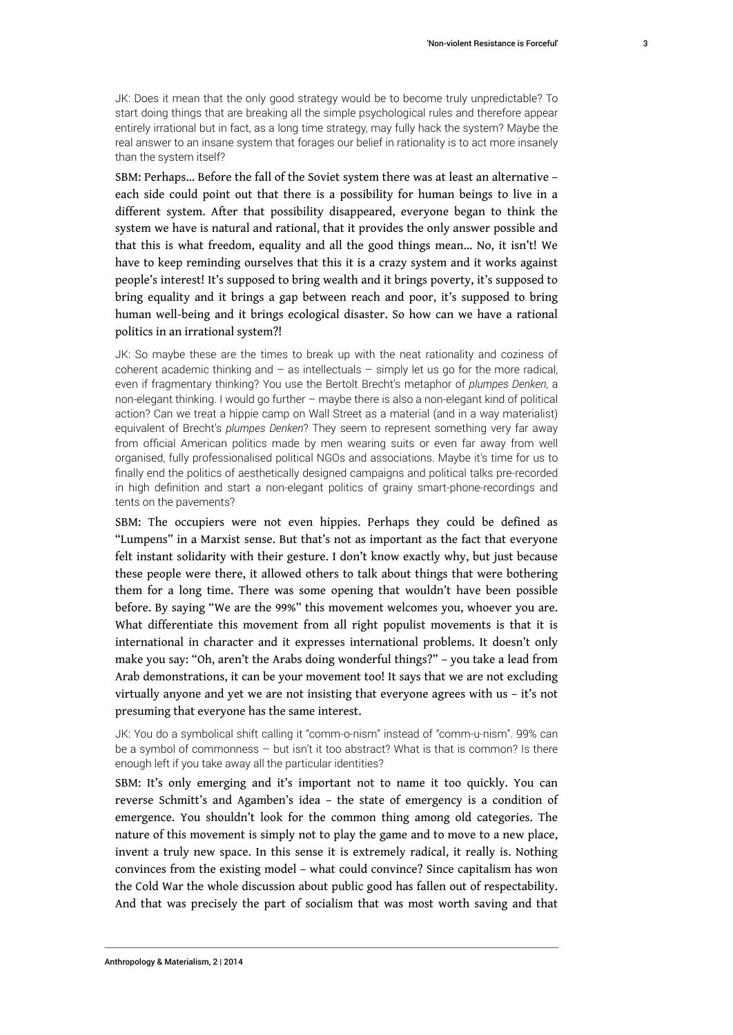JK: Does it mean that the only good strategy would be to become truly unpredictable? To start doing things that are breaking all the simple psychological rules and therefore appear entirely irrational but in fact, as a long time strategy, may fully hack the system? Maybe the real answer to an insane system that forages our belief in rationality is to act more insanely than the system itself?

SBM: Perhaps... Before the fall of the Soviet system there was at least an alternative – each side could point out that there is a possibility for human beings to live in a different system. After that possibility disappeared, everyone began to think the system we have is natural and rational, that it provides the only answer possible and that this is what freedom, equality and all the good things mean... No, it isn't! We have to keep reminding ourselves that this it is a crazy system and it works against people's interest! It's supposed to bring wealth and it brings poverty, it's supposed to bring equality and it brings a gap between reach and poor, it's supposed to bring human well-being and it brings ecological disaster. So how can we have a rational politics in an irrational system?!

JK: So maybe these are the times to break up with the neat rationality and coziness of coherent academic thinking and – as intellectuals – simply let us go for the more radical, even if fragmentary thinking? You use the Bertolt Brecht's metaphor of *plumpes Denken*, a non-elegant thinking. I would go further – maybe there is also a non-elegant kind of political action? Can we treat a hippie camp on Wall Street as a material (and in a way materialist) equivalent of Brecht's *plumpes Denken*? They seem to represent something very far away from official American politics made by men wearing suits or even far away from well organised, fully professionalised political NGOs and associations. Maybe it's time for us to finally end the politics of aesthetically designed campaigns and political talks pre-recorded in high definition and start a non-elegant politics of grainy smart-phone-recordings and tents on the pavements?

SBM: The occupiers were not even hippies. Perhaps they could be defined as "Lumpens" in a Marxist sense. But that's not as important as the fact that everyone felt instant solidarity with their gesture. I don't know exactly why, but just because these people were there, it allowed others to talk about things that were bothering them for a long time. There was some opening that wouldn't have been possible before. By saying "We are the 99%" this movement welcomes you, whoever you are. What differentiate this movement from all right populist movements is that it is international in character and it expresses international problems. It doesn't only make you say: "Oh, aren't the Arabs doing wonderful things?" – you take a lead from Arab demonstrations, it can be your movement too! It says that we are not excluding virtually anyone and yet we are not insisting that everyone agrees with us – it's not presuming that everyone has the same interest.

JK: You do a symbolical shift calling it "comm-o-nism" instead of "comm-u-nism". 99% can be a symbol of commonness – but isn't it too abstract? What is that is common? Is there enough left if you take away all the particular identities?

SBM: It's only emerging and it's important not to name it too quickly. You can reverse Schmitt's and Agamben's idea – the state of emergency is a condition of emergence. You shouldn't look for the common thing among old categories. The nature of this movement is simply not to play the game and to move to a new place, invent a truly new space. In this sense it is extremely radical, it really is. Nothing convinces from the existing model – what could convince? Since capitalism has won the Cold War the whole discussion about public good has fallen out of respectability. And that was precisely the part of socialism that was most worth saving and that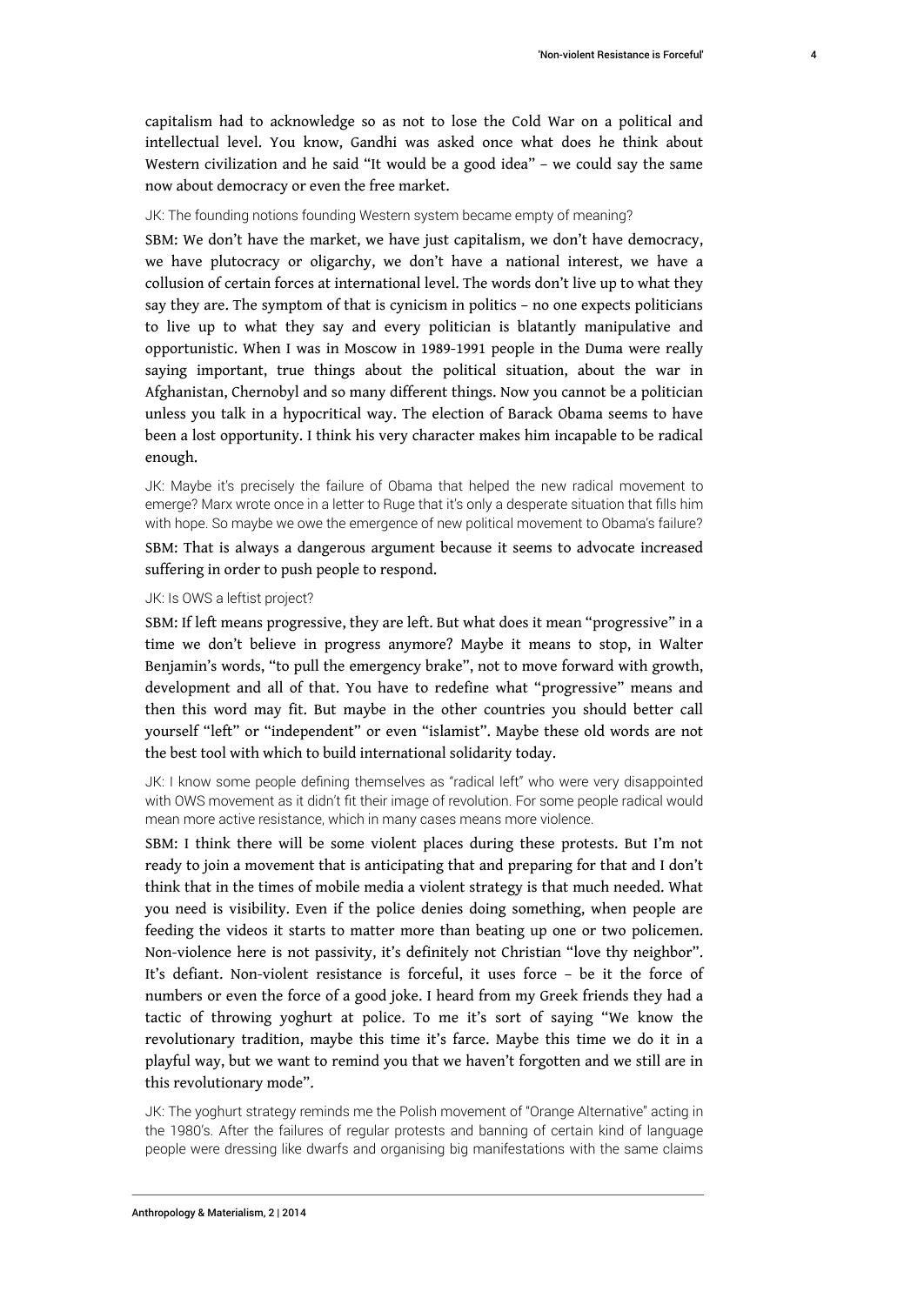capitalism had to acknowledge so as not to lose the Cold War on a political and intellectual level. You know, Gandhi was asked once what does he think about Western civilization and he said "It would be a good idea" – we could say the same now about democracy or even the free market.

JK: The founding notions founding Western system became empty of meaning?

SBM: We don't have the market, we have just capitalism, we don't have democracy, we have plutocracy or oligarchy, we don't have a national interest, we have a collusion of certain forces at international level. The words don't live up to what they say they are. The symptom of that is cynicism in politics – no one expects politicians to live up to what they say and every politician is blatantly manipulative and opportunistic. When I was in Moscow in 1989-1991 people in the Duma were really saying important, true things about the political situation, about the war in Afghanistan, Chernobyl and so many different things. Now you cannot be a politician unless you talk in a hypocritical way. The election of Barack Obama seems to have been a lost opportunity. I think his very character makes him incapable to be radical enough.

JK: Maybe it's precisely the failure of Obama that helped the new radical movement to emerge? Marx wrote once in a letter to Ruge that it's only a desperate situation that fills him with hope. So maybe we owe the emergence of new political movement to Obama's failure?

SBM: That is always a dangerous argument because it seems to advocate increased suffering in order to push people to respond.

JK: Is OWS a leftist project?

SBM: If left means progressive, they are left. But what does it mean "progressive" in a time we don't believe in progress anymore? Maybe it means to stop, in Walter Benjamin's words, "to pull the emergency brake", not to move forward with growth, development and all of that. You have to redefine what "progressive" means and then this word may fit. But maybe in the other countries you should better call yourself "left" or "independent" or even "islamist". Maybe these old words are not the best tool with which to build international solidarity today.

JK: I know some people defining themselves as "radical left" who were very disappointed with OWS movement as it didn't fit their image of revolution. For some people radical would mean more active resistance, which in many cases means more violence.

SBM: I think there will be some violent places during these protests. But I'm not ready to join a movement that is anticipating that and preparing for that and I don't think that in the times of mobile media a violent strategy is that much needed. What you need is visibility. Even if the police denies doing something, when people are feeding the videos it starts to matter more than beating up one or two policemen. Non-violence here is not passivity, it's definitely not Christian "love thy neighbor". It's defiant. Non-violent resistance is forceful, it uses force – be it the force of numbers or even the force of a good joke. I heard from my Greek friends they had a tactic of throwing yoghurt at police. To me it's sort of saying "We know the revolutionary tradition, maybe this time it's farce. Maybe this time we do it in a playful way, but we want to remind you that we haven't forgotten and we still are in this revolutionary mode".

JK: The yoghurt strategy reminds me the Polish movement of "Orange Alternative" acting in the 1980's. After the failures of regular protests and banning of certain kind of language people were dressing like dwarfs and organising big manifestations with the same claims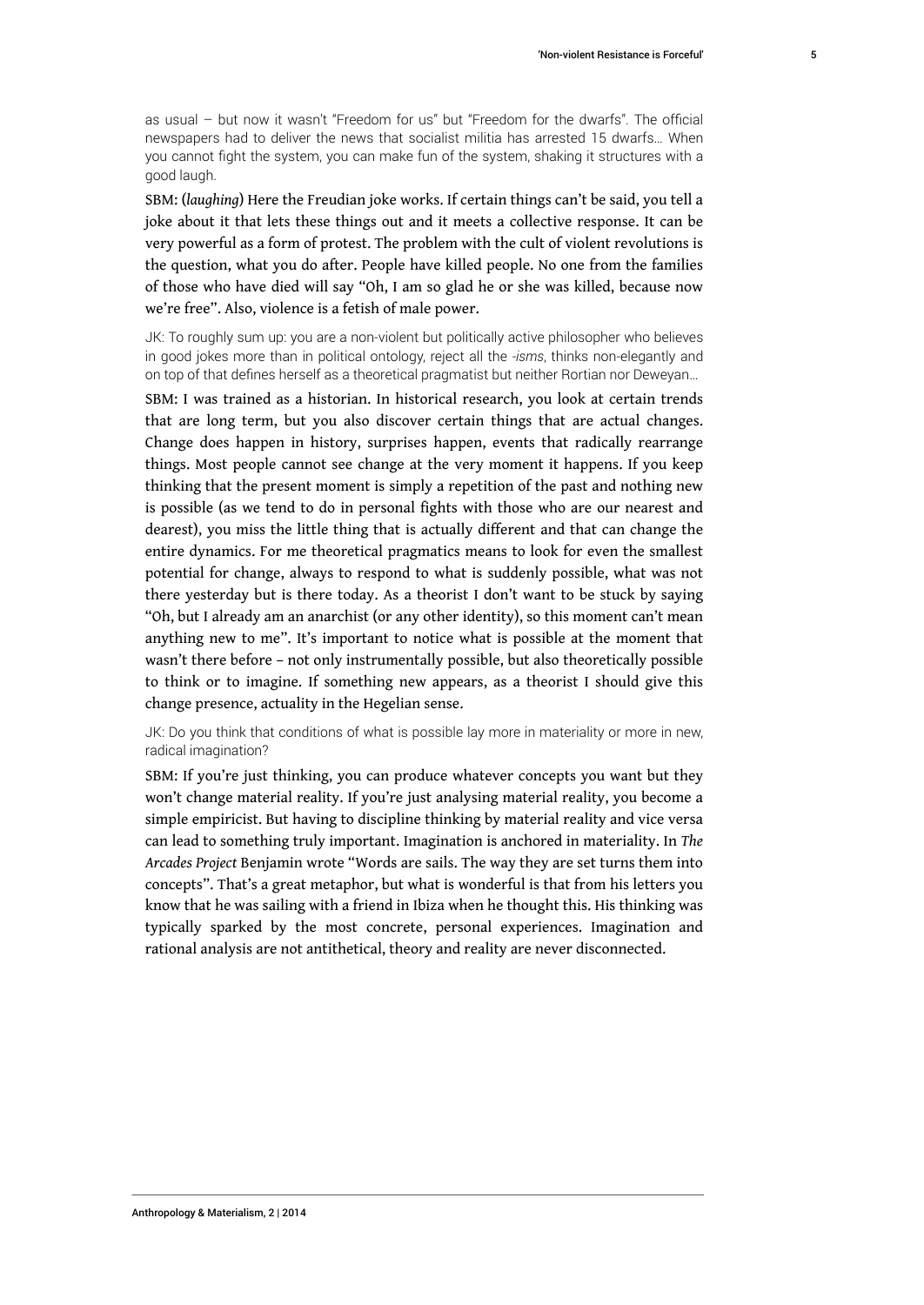as usual – but now it wasn't "Freedom for us" but "Freedom for the dwarfs". The official newspapers had to deliver the news that socialist militia has arrested 15 dwarfs… When you cannot fight the system, you can make fun of the system, shaking it structures with a good laugh.

SBM: (*laughing*) Here the Freudian joke works. If certain things can't be said, you tell a joke about it that lets these things out and it meets a collective response. It can be very powerful as a form of protest. The problem with the cult of violent revolutions is the question, what you do after. People have killed people. No one from the families of those who have died will say "Oh, I am so glad he or she was killed, because now we're free". Also, violence is a fetish of male power.

JK: To roughly sum up: you are a non-violent but politically active philosopher who believes in good jokes more than in political ontology, reject all the *-isms*, thinks non-elegantly and on top of that defines herself as a theoretical pragmatist but neither Rortian nor Deweyan…

SBM: I was trained as a historian. In historical research, you look at certain trends that are long term, but you also discover certain things that are actual changes. Change does happen in history, surprises happen, events that radically rearrange things. Most people cannot see change at the very moment it happens. If you keep thinking that the present moment is simply a repetition of the past and nothing new is possible (as we tend to do in personal fights with those who are our nearest and dearest), you miss the little thing that is actually different and that can change the entire dynamics. For me theoretical pragmatics means to look for even the smallest potential for change, always to respond to what is suddenly possible, what was not there yesterday but is there today. As a theorist I don't want to be stuck by saying "Oh, but I already am an anarchist (or any other identity), so this moment can't mean anything new to me". It's important to notice what is possible at the moment that wasn't there before – not only instrumentally possible, but also theoretically possible to think or to imagine. If something new appears, as a theorist I should give this change presence, actuality in the Hegelian sense.

JK: Do you think that conditions of what is possible lay more in materiality or more in new, radical imagination?

SBM: If you're just thinking, you can produce whatever concepts you want but they won't change material reality. If you're just analysing material reality, you become a simple empiricist. But having to discipline thinking by material reality and vice versa can lead to something truly important. Imagination is anchored in materiality. In *The Arcades Project* Benjamin wrote "Words are sails. The way they are set turns them into concepts". That's a great metaphor, but what is wonderful is that from his letters you know that he was sailing with a friend in Ibiza when he thought this. His thinking was typically sparked by the most concrete, personal experiences. Imagination and rational analysis are not antithetical, theory and reality are never disconnected.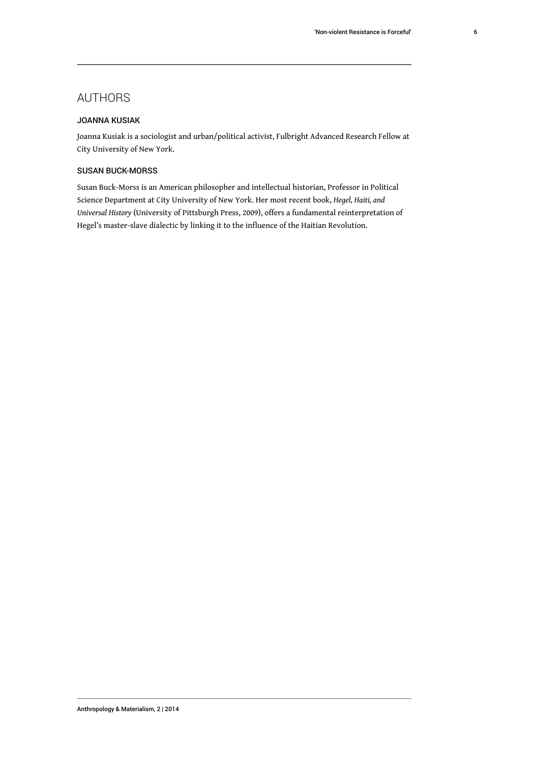## AUTHORS

### JOANNA KUSIAK

Joanna Kusiak is a sociologist and urban/political activist, Fulbright Advanced Research Fellow at City University of New York.

### SUSAN BUCK-MORSS

Susan Buck-Morss is an American philosopher and intellectual historian, Professor in Political Science Department at City University of New York. Her most recent book, *Hegel, Haiti, and Universal History* (University of Pittsburgh Press, 2009), offers a fundamental reinterpretation of Hegel's master-slave dialectic by linking it to the influence of the Haitian Revolution.